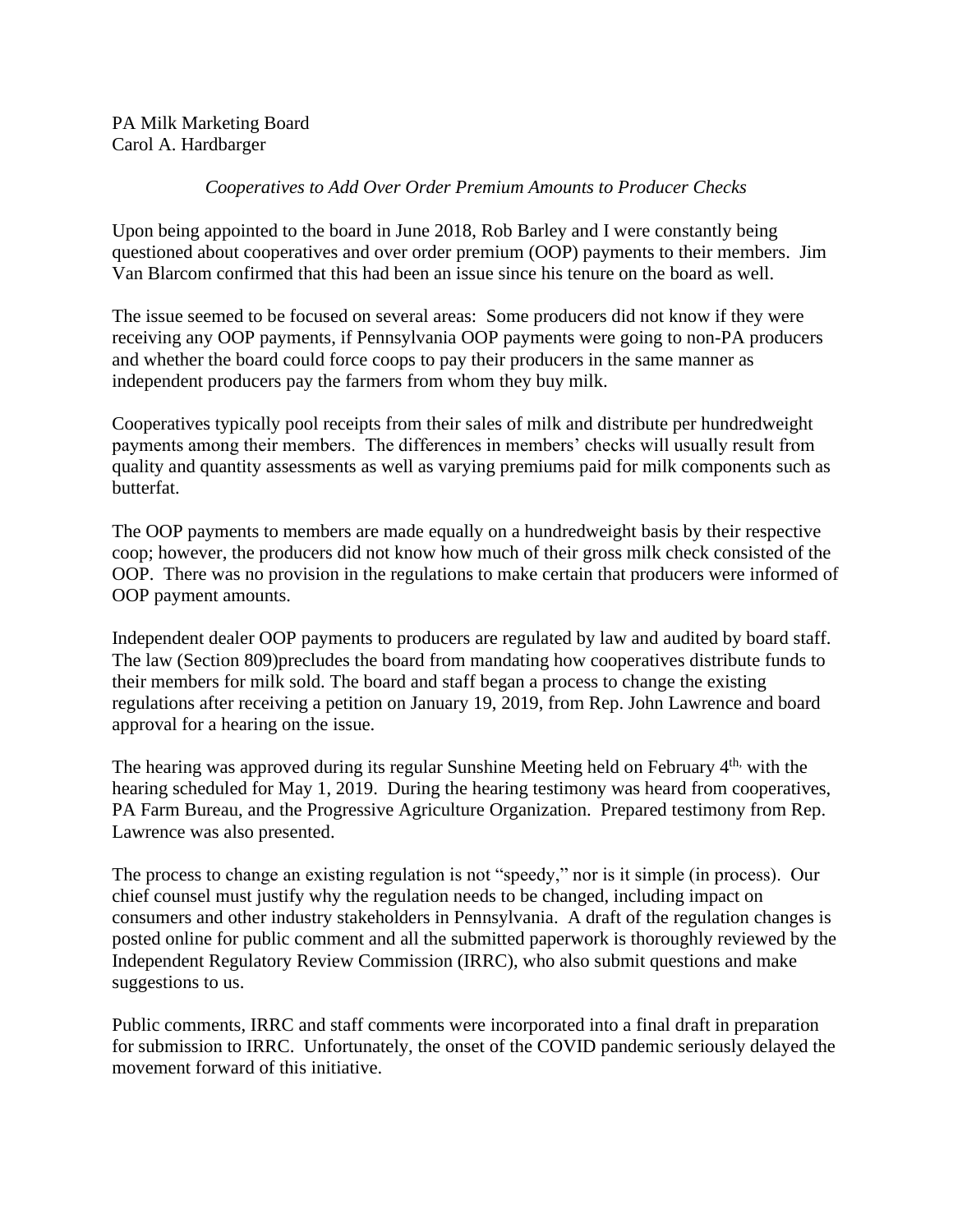PA Milk Marketing Board
Carol A. Hardbarger

*Cooperatives to Add Over Order Premium Amounts to Producer Checks*

Upon being appointed to the board in June 2018, Rob Barley and I were constantly being questioned about cooperatives and over order premium (OOP) payments to their members. Jim Van Blarcom confirmed that this had been an issue since his tenure on the board as well.

The issue seemed to be focused on several areas: Some producers did not know if they were receiving any OOP payments, if Pennsylvania OOP payments were going to non-PA producers and whether the board could force coops to pay their producers in the same manner as independent producers pay the farmers from whom they buy milk.

Cooperatives typically pool receipts from their sales of milk and distribute per hundredweight payments among their members. The differences in members' checks will usually result from quality and quantity assessments as well as varying premiums paid for milk components such as butterfat.

The OOP payments to members are made equally on a hundredweight basis by their respective coop; however, the producers did not know how much of their gross milk check consisted of the OOP. There was no provision in the regulations to make certain that producers were informed of OOP payment amounts.

Independent dealer OOP payments to producers are regulated by law and audited by board staff. The law (Section 809)precludes the board from mandating how cooperatives distribute funds to their members for milk sold. The board and staff began a process to change the existing regulations after receiving a petition on January 19, 2019, from Rep. John Lawrence and board approval for a hearing on the issue.

The hearing was approved during its regular Sunshine Meeting held on February 4th, with the hearing scheduled for May 1, 2019. During the hearing testimony was heard from cooperatives, PA Farm Bureau, and the Progressive Agriculture Organization. Prepared testimony from Rep. Lawrence was also presented.

The process to change an existing regulation is not "speedy," nor is it simple (in process). Our chief counsel must justify why the regulation needs to be changed, including impact on consumers and other industry stakeholders in Pennsylvania. A draft of the regulation changes is posted online for public comment and all the submitted paperwork is thoroughly reviewed by the Independent Regulatory Review Commission (IRRC), who also submit questions and make suggestions to us.

Public comments, IRRC and staff comments were incorporated into a final draft in preparation for submission to IRRC. Unfortunately, the onset of the COVID pandemic seriously delayed the movement forward of this initiative.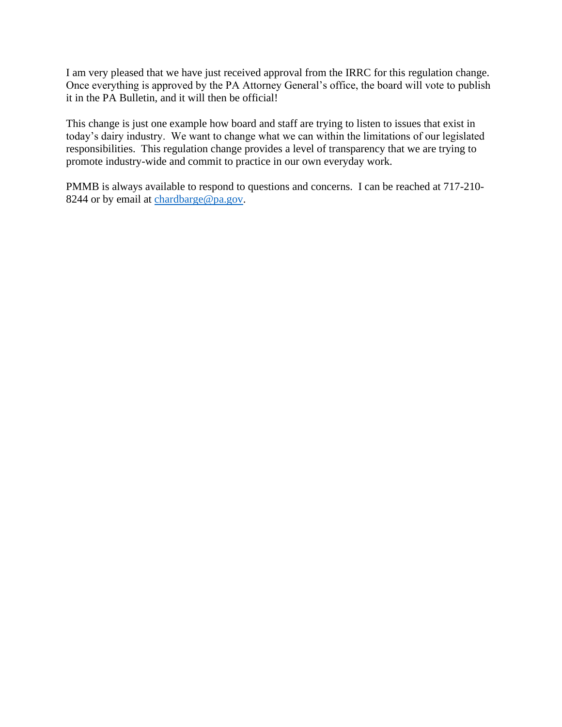I am very pleased that we have just received approval from the IRRC for this regulation change. Once everything is approved by the PA Attorney General's office, the board will vote to publish it in the PA Bulletin, and it will then be official!

This change is just one example how board and staff are trying to listen to issues that exist in today's dairy industry. We want to change what we can within the limitations of our legislated responsibilities. This regulation change provides a level of transparency that we are trying to promote industry-wide and commit to practice in our own everyday work.

PMMB is always available to respond to questions and concerns. I can be reached at 717-210-8244 or by email at chardbarge@pa.gov.